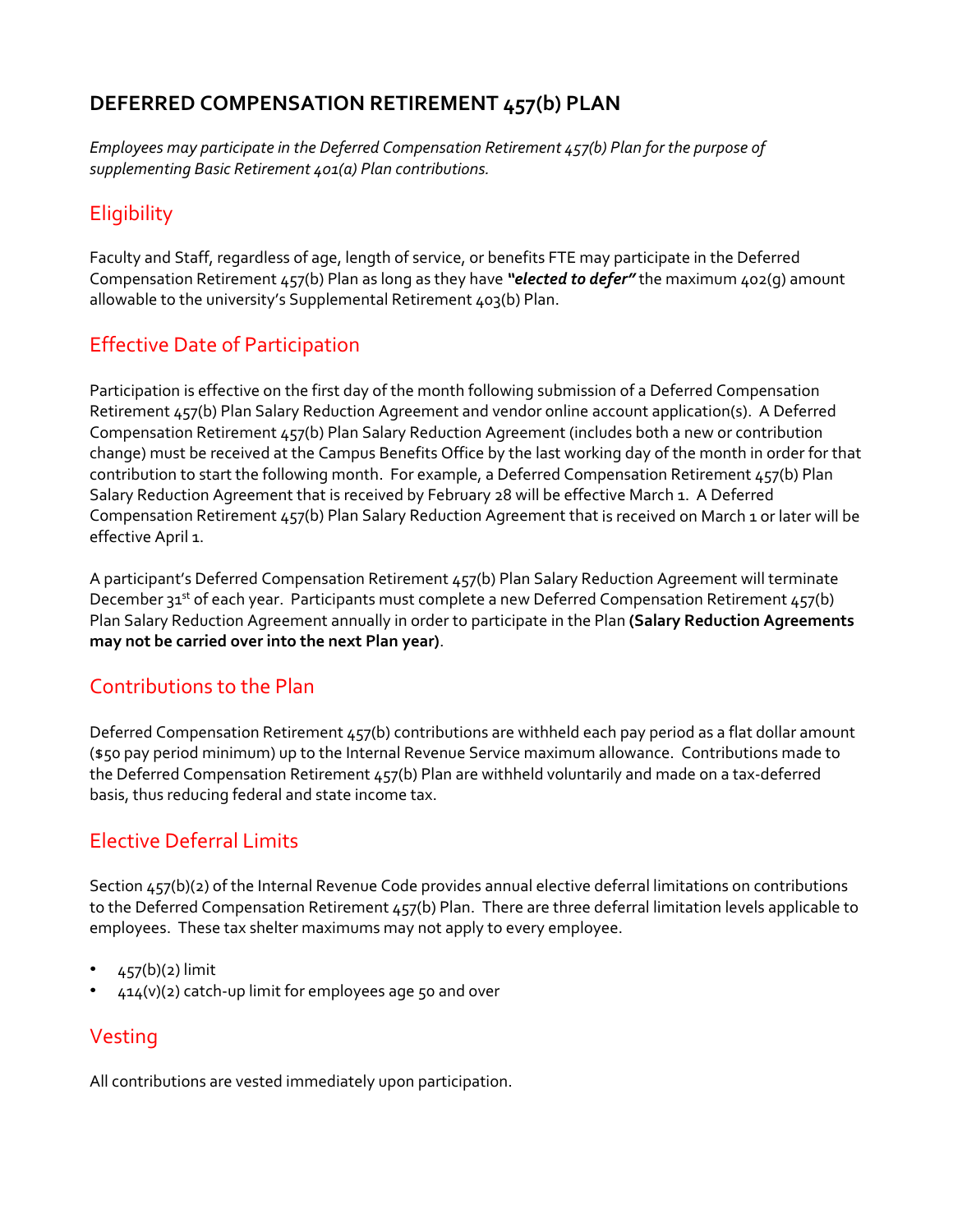# DEFERRED COMPENSATION RETIREMENT 457(b) PLAN

*Employees may participate in the Deferred Compensation Retirement 457(b) Plan for the purpose of supplementing Basic Retirement 401(a) Plan contributions.*

## Eligibility

Faculty and Staff, regardless of age, length of service, or benefits FTE may participate in the Deferred Compensation Retirement 457(b) Plan as long as they have ***"elected to defer"*** the maximum 402(g) amount allowable to the university's Supplemental Retirement 403(b) Plan.

## Effective Date of Participation

Participation is effective on the first day of the month following submission of a Deferred Compensation Retirement 457(b) Plan Salary Reduction Agreement and vendor online account application(s). A Deferred Compensation Retirement 457(b) Plan Salary Reduction Agreement (includes both a new or contribution change) must be received at the Campus Benefits Office by the last working day of the month in order for that contribution to start the following month. For example, a Deferred Compensation Retirement 457(b) Plan Salary Reduction Agreement that is received by February 28 will be effective March 1. A Deferred Compensation Retirement 457(b) Plan Salary Reduction Agreement that is received on March 1 or later will be effective April 1.

A participant's Deferred Compensation Retirement 457(b) Plan Salary Reduction Agreement will terminate December 31st of each year. Participants must complete a new Deferred Compensation Retirement 457(b) Plan Salary Reduction Agreement annually in order to participate in the Plan **(Salary Reduction Agreements may not be carried over into the next Plan year)**.

## Contributions to the Plan

Deferred Compensation Retirement 457(b) contributions are withheld each pay period as a flat dollar amount ($50 pay period minimum) up to the Internal Revenue Service maximum allowance. Contributions made to the Deferred Compensation Retirement 457(b) Plan are withheld voluntarily and made on a tax-deferred basis, thus reducing federal and state income tax.

## Elective Deferral Limits

Section 457(b)(2) of the Internal Revenue Code provides annual elective deferral limitations on contributions to the Deferred Compensation Retirement 457(b) Plan. There are three deferral limitation levels applicable to employees. These tax shelter maximums may not apply to every employee.

- 457(b)(2) limit
- 414(v)(2) catch-up limit for employees age 50 and over

## Vesting

All contributions are vested immediately upon participation.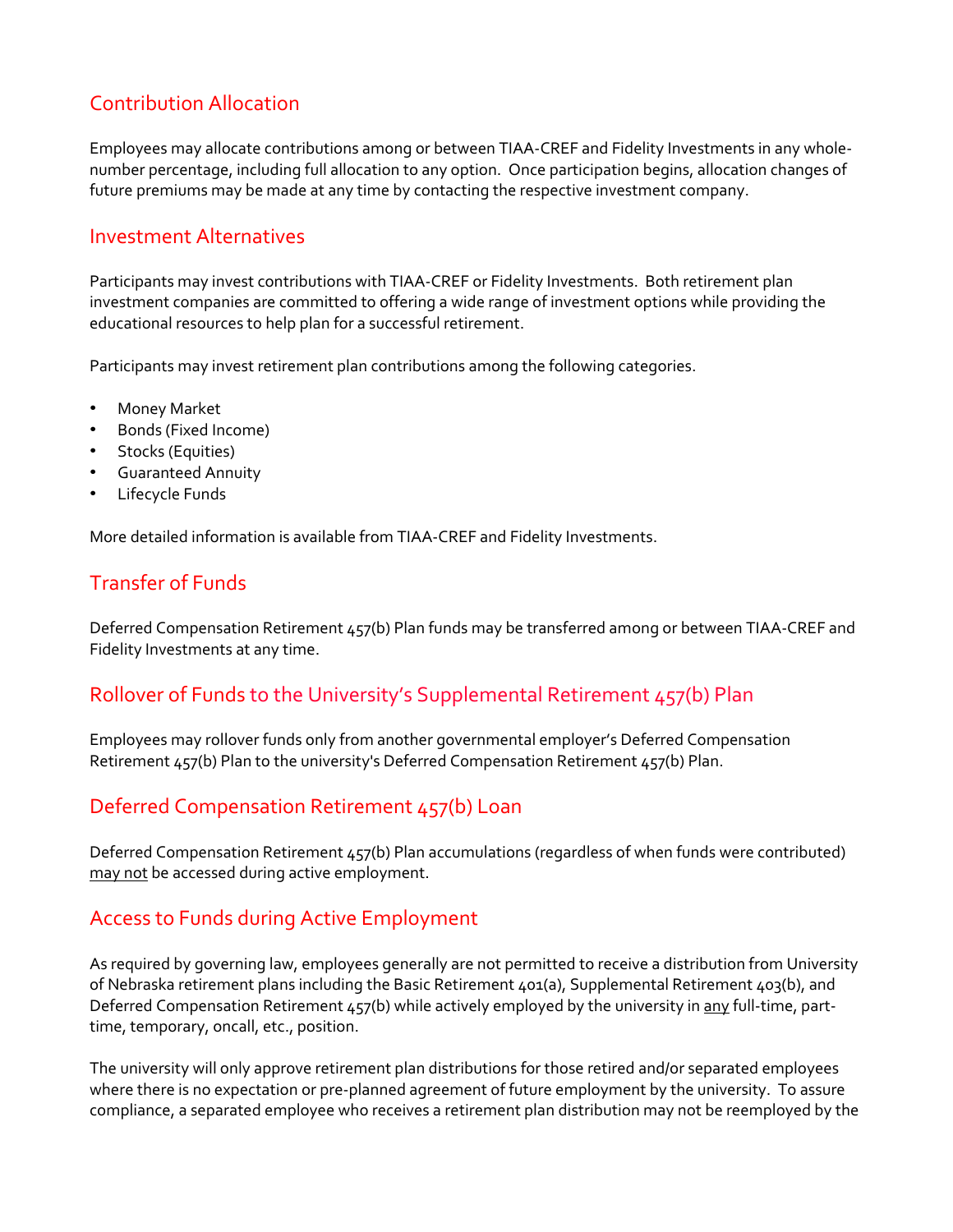## Contribution Allocation

Employees may allocate contributions among or between TIAA-CREF and Fidelity Investments in any whole-number percentage, including full allocation to any option. Once participation begins, allocation changes of future premiums may be made at any time by contacting the respective investment company.

## Investment Alternatives

Participants may invest contributions with TIAA-CREF or Fidelity Investments. Both retirement plan investment companies are committed to offering a wide range of investment options while providing the educational resources to help plan for a successful retirement.

Participants may invest retirement plan contributions among the following categories.

- Money Market
- Bonds (Fixed Income)
- Stocks (Equities)
- Guaranteed Annuity
- Lifecycle Funds

More detailed information is available from TIAA-CREF and Fidelity Investments.

## Transfer of Funds

Deferred Compensation Retirement 457(b) Plan funds may be transferred among or between TIAA-CREF and Fidelity Investments at any time.

## Rollover of Funds to the University's Supplemental Retirement 457(b) Plan

Employees may rollover funds only from another governmental employer's Deferred Compensation Retirement 457(b) Plan to the university's Deferred Compensation Retirement 457(b) Plan.

## Deferred Compensation Retirement 457(b) Loan

Deferred Compensation Retirement 457(b) Plan accumulations (regardless of when funds were contributed) <u>may not</u> be accessed during active employment.

## Access to Funds during Active Employment

As required by governing law, employees generally are not permitted to receive a distribution from University of Nebraska retirement plans including the Basic Retirement 401(a), Supplemental Retirement 403(b), and Deferred Compensation Retirement 457(b) while actively employed by the university in <u>any</u> full-time, part-time, temporary, oncall, etc., position.

The university will only approve retirement plan distributions for those retired and/or separated employees where there is no expectation or pre-planned agreement of future employment by the university. To assure compliance, a separated employee who receives a retirement plan distribution may not be reemployed by the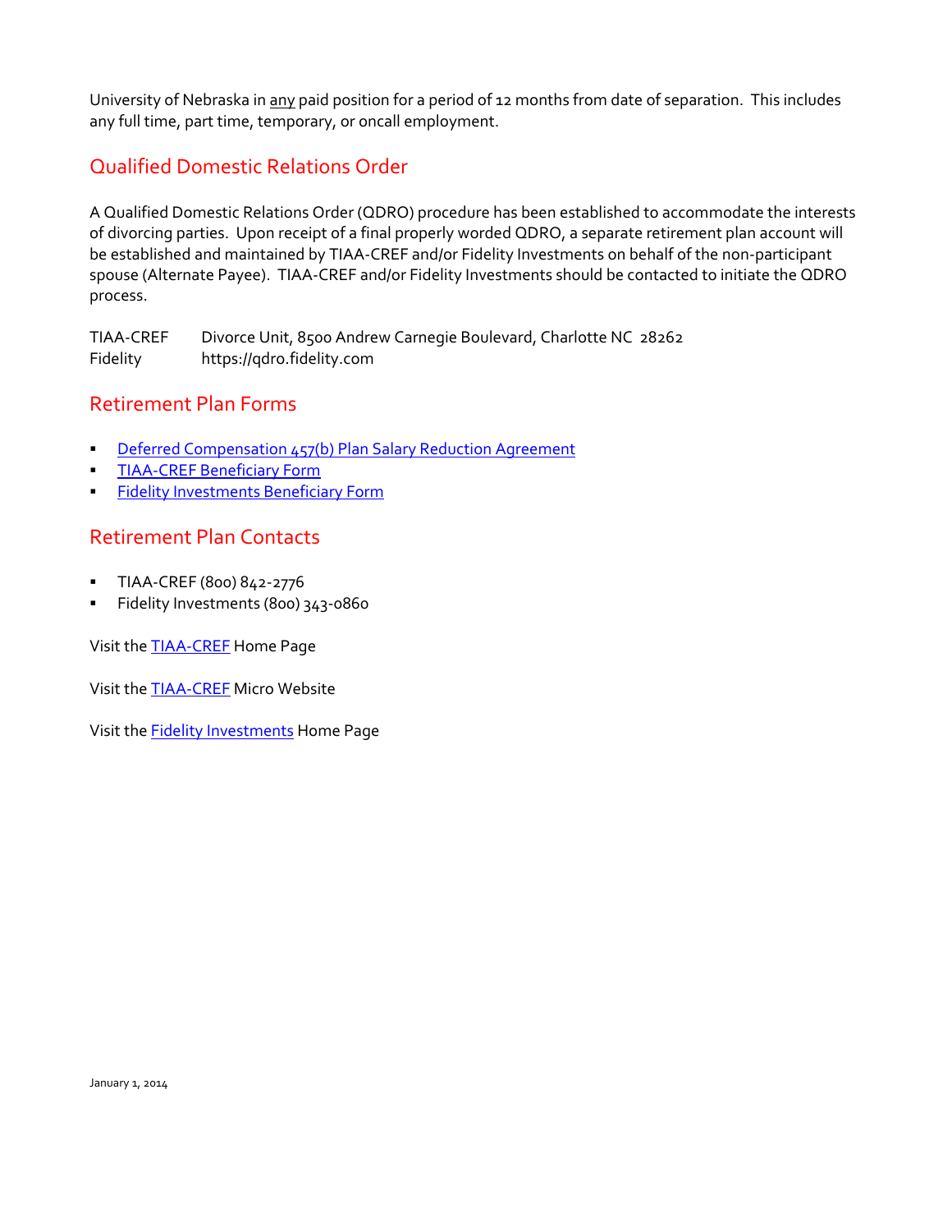University of Nebraska in any paid position for a period of 12 months from date of separation. This includes any full time, part time, temporary, or oncall employment.

## Qualified Domestic Relations Order

A Qualified Domestic Relations Order (QDRO) procedure has been established to accommodate the interests of divorcing parties. Upon receipt of a final properly worded QDRO, a separate retirement plan account will be established and maintained by TIAA-CREF and/or Fidelity Investments on behalf of the non-participant spouse (Alternate Payee). TIAA-CREF and/or Fidelity Investments should be contacted to initiate the QDRO process.

| | |
|---|---|
| TIAA-CREF | Divorce Unit, 8500 Andrew Carnegie Boulevard, Charlotte NC 28262 |
| Fidelity | https://qdro.fidelity.com |

## Retirement Plan Forms

- Deferred Compensation 457(b) Plan Salary Reduction Agreement
- TIAA-CREF Beneficiary Form
- Fidelity Investments Beneficiary Form

## Retirement Plan Contacts

- TIAA-CREF (800) 842-2776
- Fidelity Investments (800) 343-0860

Visit the TIAA-CREF Home Page

Visit the TIAA-CREF Micro Website

Visit the Fidelity Investments Home Page

January 1, 2014